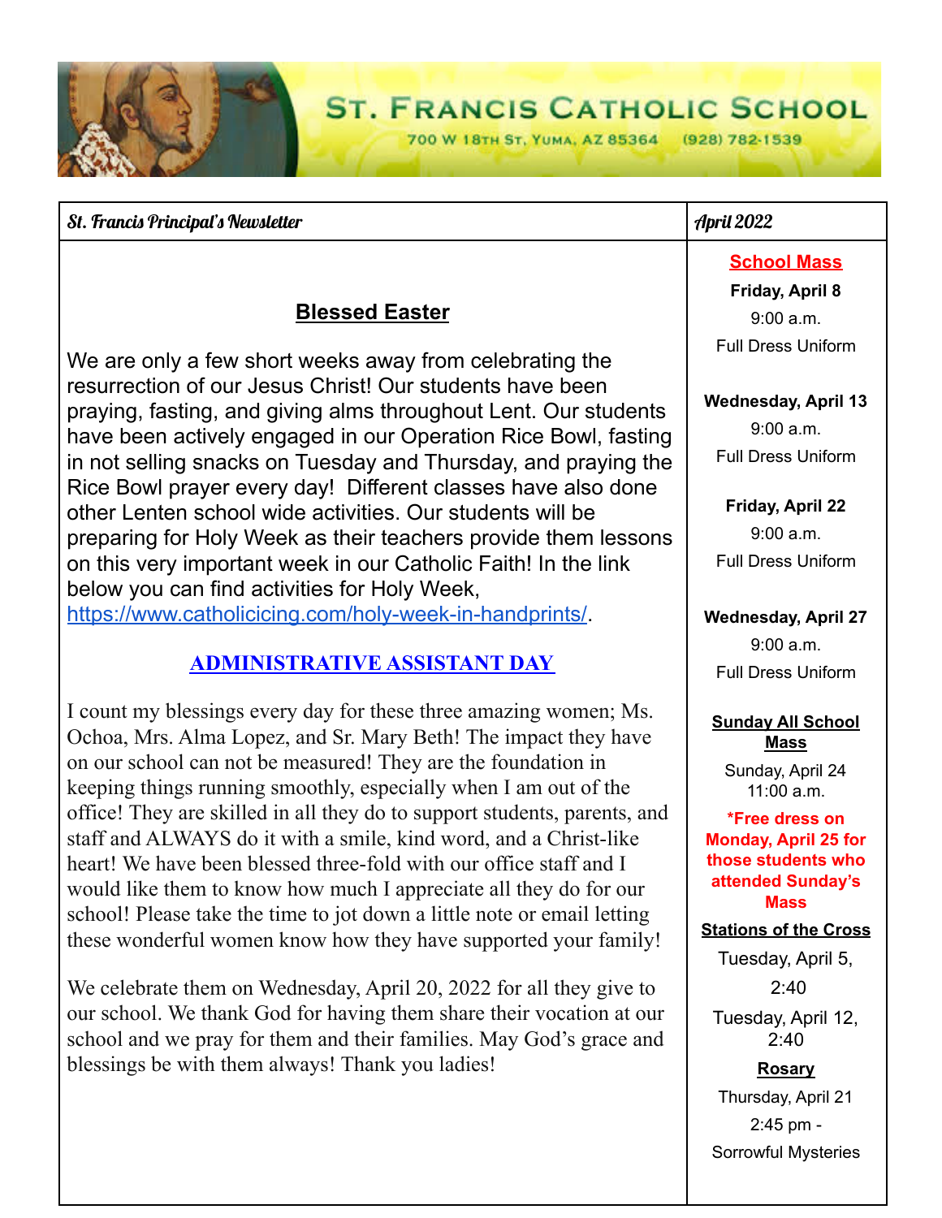# St. Francis Catholic School

700 W 18th St, Yuma, AZ 85364 (928) 782-1539

| St. Francis Principal's Newsletter | April 2022 |
| --- | --- |

## Blessed Easter

We are only a few short weeks away from celebrating the resurrection of our Jesus Christ! Our students have been praying, fasting, and giving alms throughout Lent. Our students have been actively engaged in our Operation Rice Bowl, fasting in not selling snacks on Tuesday and Thursday, and praying the Rice Bowl prayer every day! Different classes have also done other Lenten school wide activities. Our students will be preparing for Holy Week as their teachers provide them lessons on this very important week in our Catholic Faith! In the link below you can find activities for Holy Week, https://www.catholicicing.com/holy-week-in-handprints/.

## ADMINISTRATIVE ASSISTANT DAY

I count my blessings every day for these three amazing women; Ms. Ochoa, Mrs. Alma Lopez, and Sr. Mary Beth! The impact they have on our school can not be measured! They are the foundation in keeping things running smoothly, especially when I am out of the office! They are skilled in all they do to support students, parents, and staff and ALWAYS do it with a smile, kind word, and a Christ-like heart! We have been blessed three-fold with our office staff and I would like them to know how much I appreciate all they do for our school! Please take the time to jot down a little note or email letting these wonderful women know how they have supported your family!

We celebrate them on Wednesday, April 20, 2022 for all they give to our school. We thank God for having them share their vocation at our school and we pray for them and their families. May God's grace and blessings be with them always! Thank you ladies!

### School Mass

**Friday, April 8**
9:00 a.m.
Full Dress Uniform

**Wednesday, April 13**
9:00 a.m.
Full Dress Uniform

**Friday, April 22**
9:00 a.m.
Full Dress Uniform

**Wednesday, April 27**
9:00 a.m.
Full Dress Uniform

### Sunday All School Mass

Sunday, April 24
11:00 a.m.

**\*Free dress on Monday, April 25 for those students who attended Sunday's Mass**

### Stations of the Cross

Tuesday, April 5, 2:40

Tuesday, April 12, 2:40

### Rosary

Thursday, April 21
2:45 pm -
Sorrowful Mysteries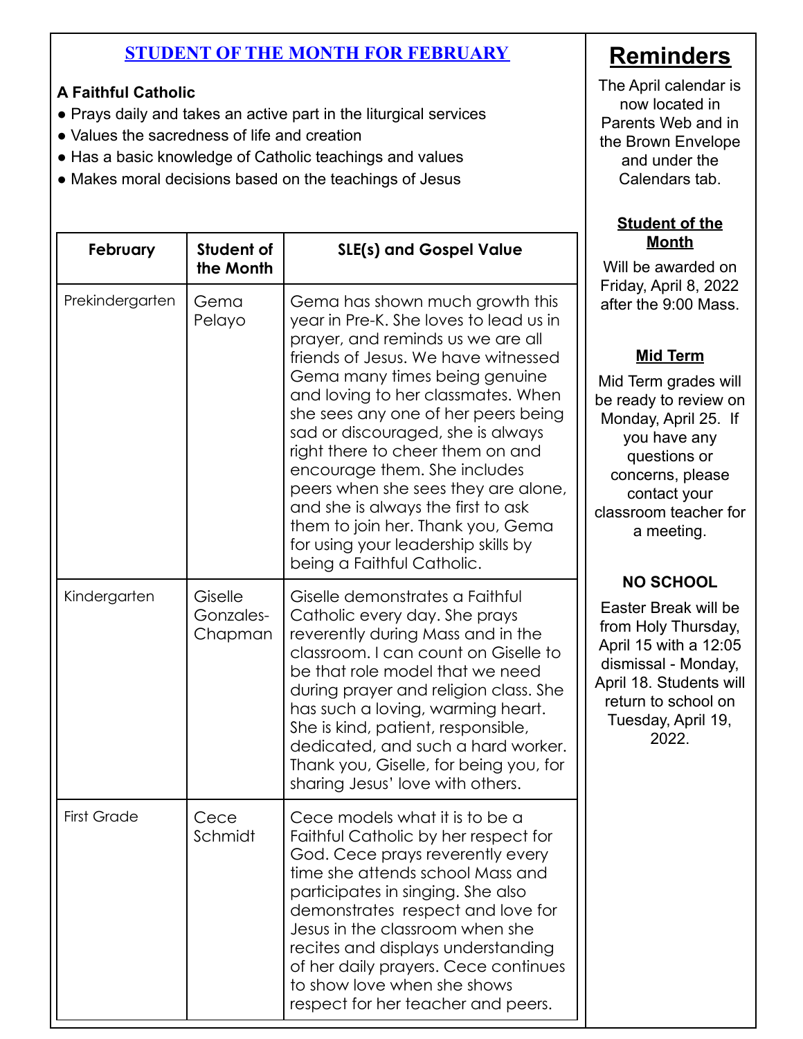## STUDENT OF THE MONTH FOR FEBRUARY

**A Faithful Catholic**

- Prays daily and takes an active part in the liturgical services
- Values the sacredness of life and creation
- Has a basic knowledge of Catholic teachings and values
- Makes moral decisions based on the teachings of Jesus

| February | Student of the Month | SLE(s) and Gospel Value |
|---|---|---|
| Prekindergarten | Gema Pelayo | Gema has shown much growth this year in Pre-K. She loves to lead us in prayer, and reminds us we are all friends of Jesus. We have witnessed Gema many times being genuine and loving to her classmates. When she sees any one of her peers being sad or discouraged, she is always right there to cheer them on and encourage them. She includes peers when she sees they are alone, and she is always the first to ask them to join her. Thank you, Gema for using your leadership skills by being a Faithful Catholic. |
| Kindergarten | Giselle Gonzales-Chapman | Giselle demonstrates a Faithful Catholic every day. She prays reverently during Mass and in the classroom. I can count on Giselle to be that role model that we need during prayer and religion class. She has such a loving, warming heart. She is kind, patient, responsible, dedicated, and such a hard worker. Thank you, Giselle, for being you, for sharing Jesus' love with others. |
| First Grade | Cece Schmidt | Cece models what it is to be a Faithful Catholic by her respect for God. Cece prays reverently every time she attends school Mass and participates in singing. She also demonstrates respect and love for Jesus in the classroom when she recites and displays understanding of her daily prayers. Cece continues to show love when she shows respect for her teacher and peers. |

## Reminders

The April calendar is now located in Parents Web and in the Brown Envelope and under the Calendars tab.

**Student of the Month**

Will be awarded on Friday, April 8, 2022 after the 9:00 Mass.

**Mid Term**

Mid Term grades will be ready to review on Monday, April 25. If you have any questions or concerns, please contact your classroom teacher for a meeting.

**NO SCHOOL**

Easter Break will be from Holy Thursday, April 15 with a 12:05 dismissal - Monday, April 18. Students will return to school on Tuesday, April 19, 2022.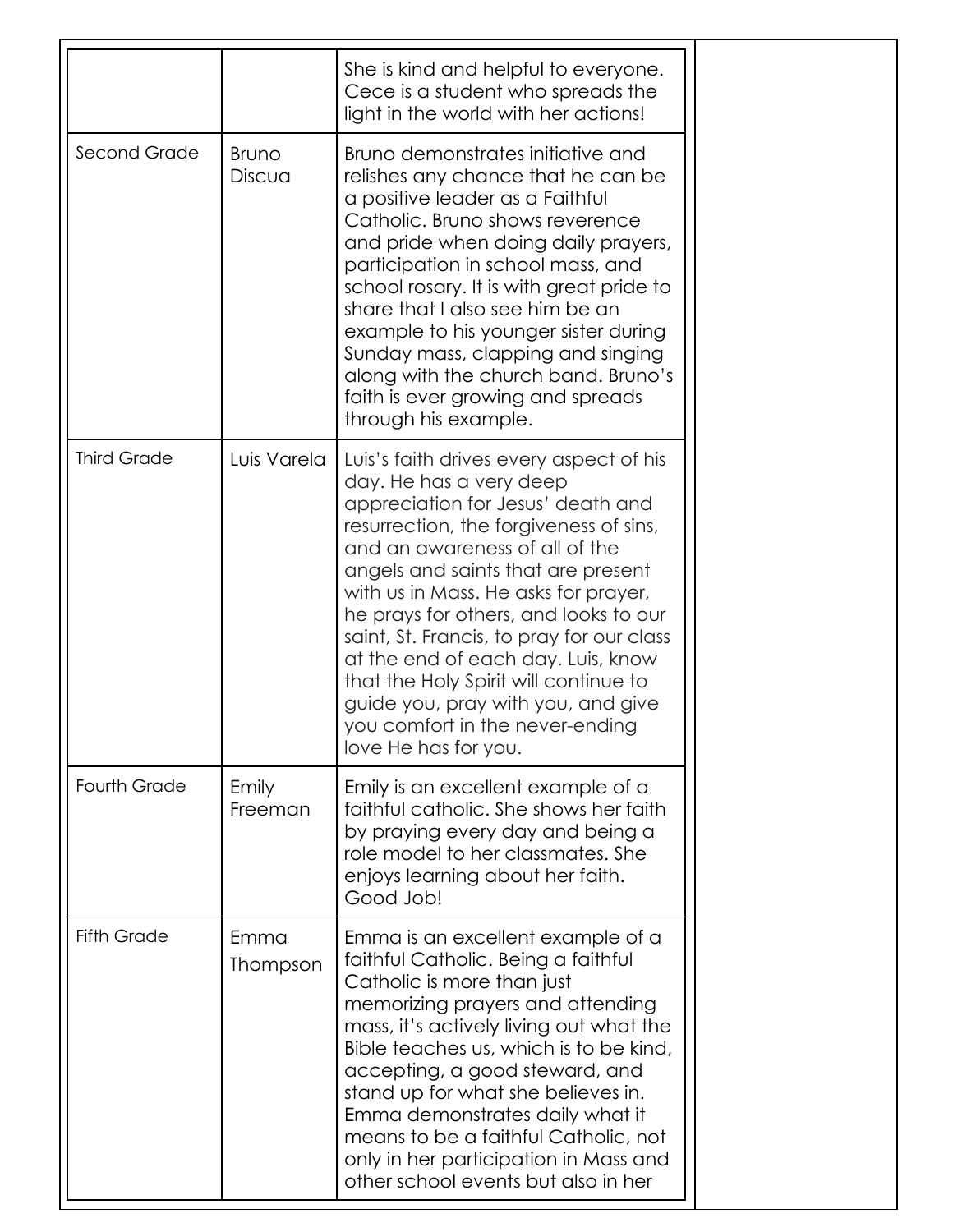| | | |
|---|---|---|
| | | She is kind and helpful to everyone. Cece is a student who spreads the light in the world with her actions! |
| Second Grade | Bruno Discua | Bruno demonstrates initiative and relishes any chance that he can be a positive leader as a Faithful Catholic. Bruno shows reverence and pride when doing daily prayers, participation in school mass, and school rosary. It is with great pride to share that I also see him be an example to his younger sister during Sunday mass, clapping and singing along with the church band. Bruno's faith is ever growing and spreads through his example. |
| Third Grade | Luis Varela | Luis's faith drives every aspect of his day. He has a very deep appreciation for Jesus' death and resurrection, the forgiveness of sins, and an awareness of all of the angels and saints that are present with us in Mass. He asks for prayer, he prays for others, and looks to our saint, St. Francis, to pray for our class at the end of each day. Luis, know that the Holy Spirit will continue to guide you, pray with you, and give you comfort in the never-ending love He has for you. |
| Fourth Grade | Emily Freeman | Emily is an excellent example of a faithful catholic. She shows her faith by praying every day and being a role model to her classmates. She enjoys learning about her faith. Good Job! |
| Fifth Grade | Emma Thompson | Emma is an excellent example of a faithful Catholic. Being a faithful Catholic is more than just memorizing prayers and attending mass, it's actively living out what the Bible teaches us, which is to be kind, accepting, a good steward, and stand up for what she believes in. Emma demonstrates daily what it means to be a faithful Catholic, not only in her participation in Mass and other school events but also in her |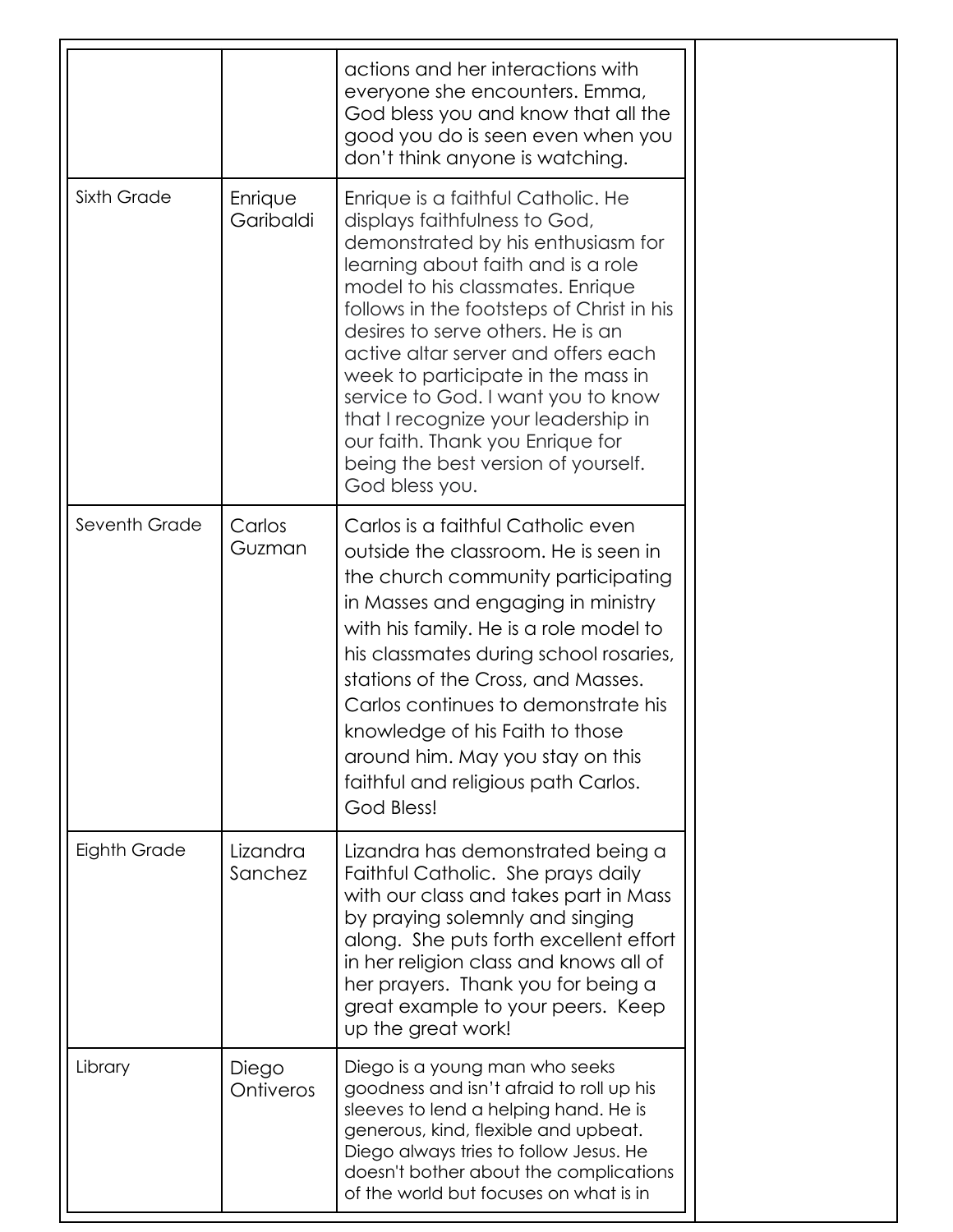| | | |
|---|---|---|
| | | actions and her interactions with everyone she encounters. Emma, God bless you and know that all the good you do is seen even when you don't think anyone is watching. |
| Sixth Grade | Enrique Garibaldi | Enrique is a faithful Catholic. He displays faithfulness to God, demonstrated by his enthusiasm for learning about faith and is a role model to his classmates. Enrique follows in the footsteps of Christ in his desires to serve others. He is an active altar server and offers each week to participate in the mass in service to God. I want you to know that I recognize your leadership in our faith. Thank you Enrique for being the best version of yourself. God bless you. |
| Seventh Grade | Carlos Guzman | Carlos is a faithful Catholic even outside the classroom. He is seen in the church community participating in Masses and engaging in ministry with his family. He is a role model to his classmates during school rosaries, stations of the Cross, and Masses. Carlos continues to demonstrate his knowledge of his Faith to those around him. May you stay on this faithful and religious path Carlos. God Bless! |
| Eighth Grade | Lizandra Sanchez | Lizandra has demonstrated being a Faithful Catholic. She prays daily with our class and takes part in Mass by praying solemnly and singing along. She puts forth excellent effort in her religion class and knows all of her prayers. Thank you for being a great example to your peers. Keep up the great work! |
| Library | Diego Ontiveros | Diego is a young man who seeks goodness and isn't afraid to roll up his sleeves to lend a helping hand. He is generous, kind, flexible and upbeat. Diego always tries to follow Jesus. He doesn't bother about the complications of the world but focuses on what is in |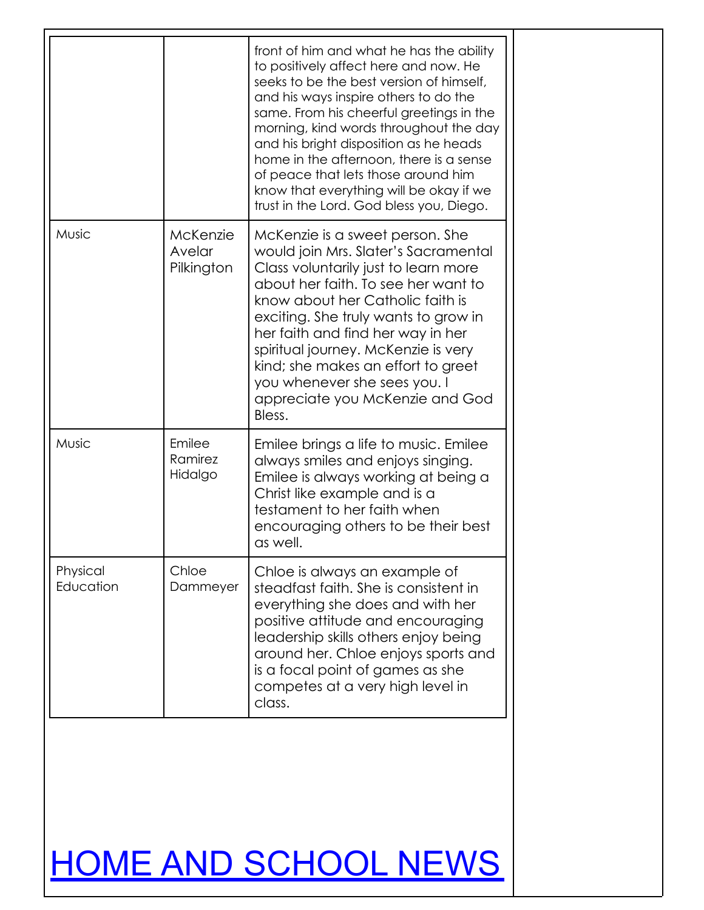| | | |
|---|---|---|
| | | front of him and what he has the ability to positively affect here and now. He seeks to be the best version of himself, and his ways inspire others to do the same. From his cheerful greetings in the morning, kind words throughout the day and his bright disposition as he heads home in the afternoon, there is a sense of peace that lets those around him know that everything will be okay if we trust in the Lord. God bless you, Diego. |
| Music | McKenzie Avelar Pilkington | McKenzie is a sweet person. She would join Mrs. Slater's Sacramental Class voluntarily just to learn more about her faith. To see her want to know about her Catholic faith is exciting. She truly wants to grow in her faith and find her way in her spiritual journey. McKenzie is very kind; she makes an effort to greet you whenever she sees you. I appreciate you McKenzie and God Bless. |
| Music | Emilee Ramirez Hidalgo | Emilee brings a life to music. Emilee always smiles and enjoys singing. Emilee is always working at being a Christ like example and is a testament to her faith when encouraging others to be their best as well. |
| Physical Education | Chloe Dammeyer | Chloe is always an example of steadfast faith. She is consistent in everything she does and with her positive attitude and encouraging leadership skills others enjoy being around her. Chloe enjoys sports and is a focal point of games as she competes at a very high level in class. |

# HOME AND SCHOOL NEWS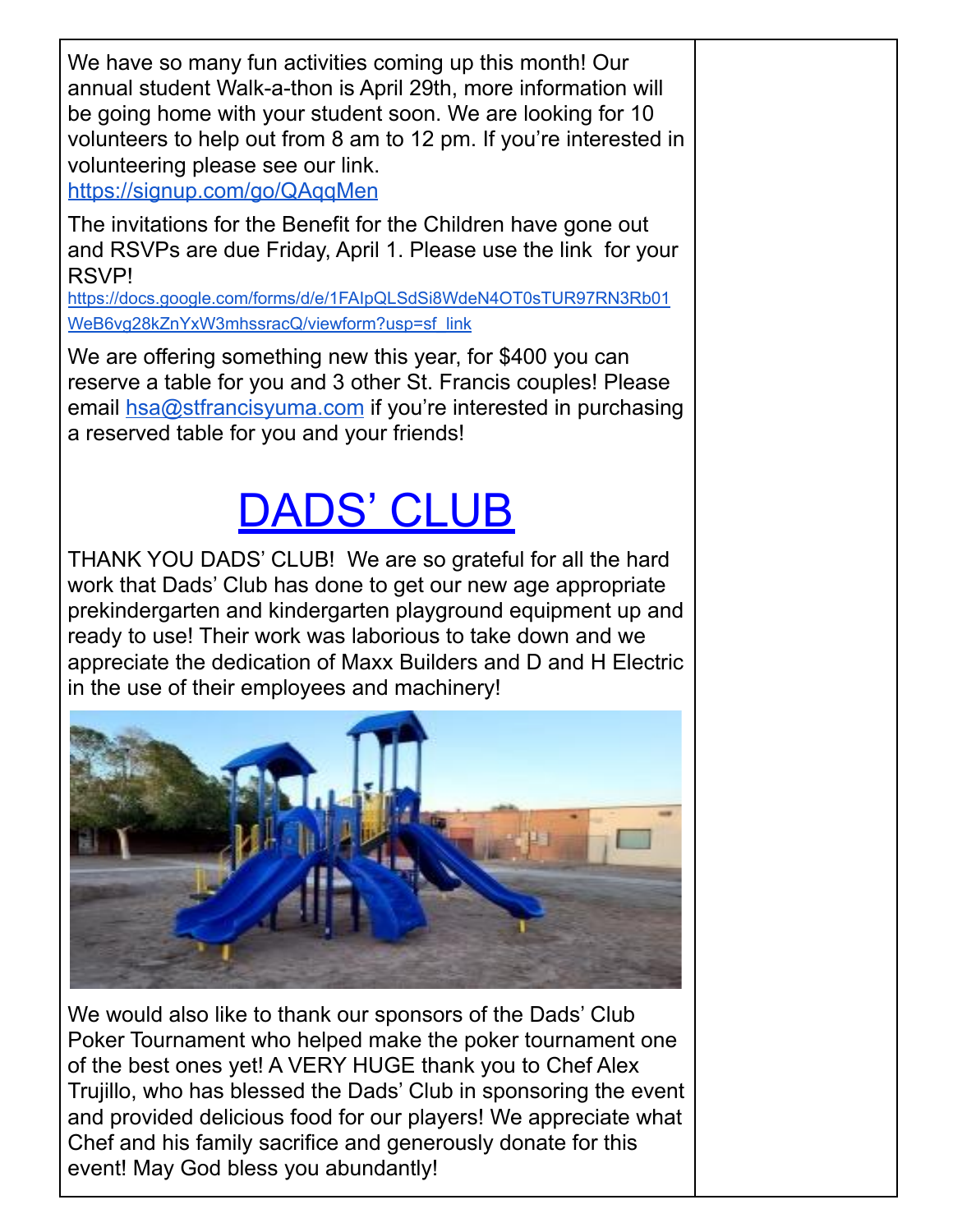We have so many fun activities coming up this month! Our annual student Walk-a-thon is April 29th, more information will be going home with your student soon. We are looking for 10 volunteers to help out from 8 am to 12 pm. If you're interested in volunteering please see our link.
https://signup.com/go/QAqqMen

The invitations for the Benefit for the Children have gone out and RSVPs are due Friday, April 1. Please use the link for your RSVP!
https://docs.google.com/forms/d/e/1FAIpQLSdSi8WdeN4OT0sTUR97RN3Rb01WeB6vg28kZnYxW3mhssracQ/viewform?usp=sf_link

We are offering something new this year, for $400 you can reserve a table for you and 3 other St. Francis couples! Please email hsa@stfrancisyuma.com if you're interested in purchasing a reserved table for you and your friends!

# DADS' CLUB

THANK YOU DADS' CLUB! We are so grateful for all the hard work that Dads' Club has done to get our new age appropriate prekindergarten and kindergarten playground equipment up and ready to use! Their work was laborious to take down and we appreciate the dedication of Maxx Builders and D and H Electric in the use of their employees and machinery!

We would also like to thank our sponsors of the Dads' Club Poker Tournament who helped make the poker tournament one of the best ones yet! A VERY HUGE thank you to Chef Alex Trujillo, who has blessed the Dads' Club in sponsoring the event and provided delicious food for our players! We appreciate what Chef and his family sacrifice and generously donate for this event! May God bless you abundantly!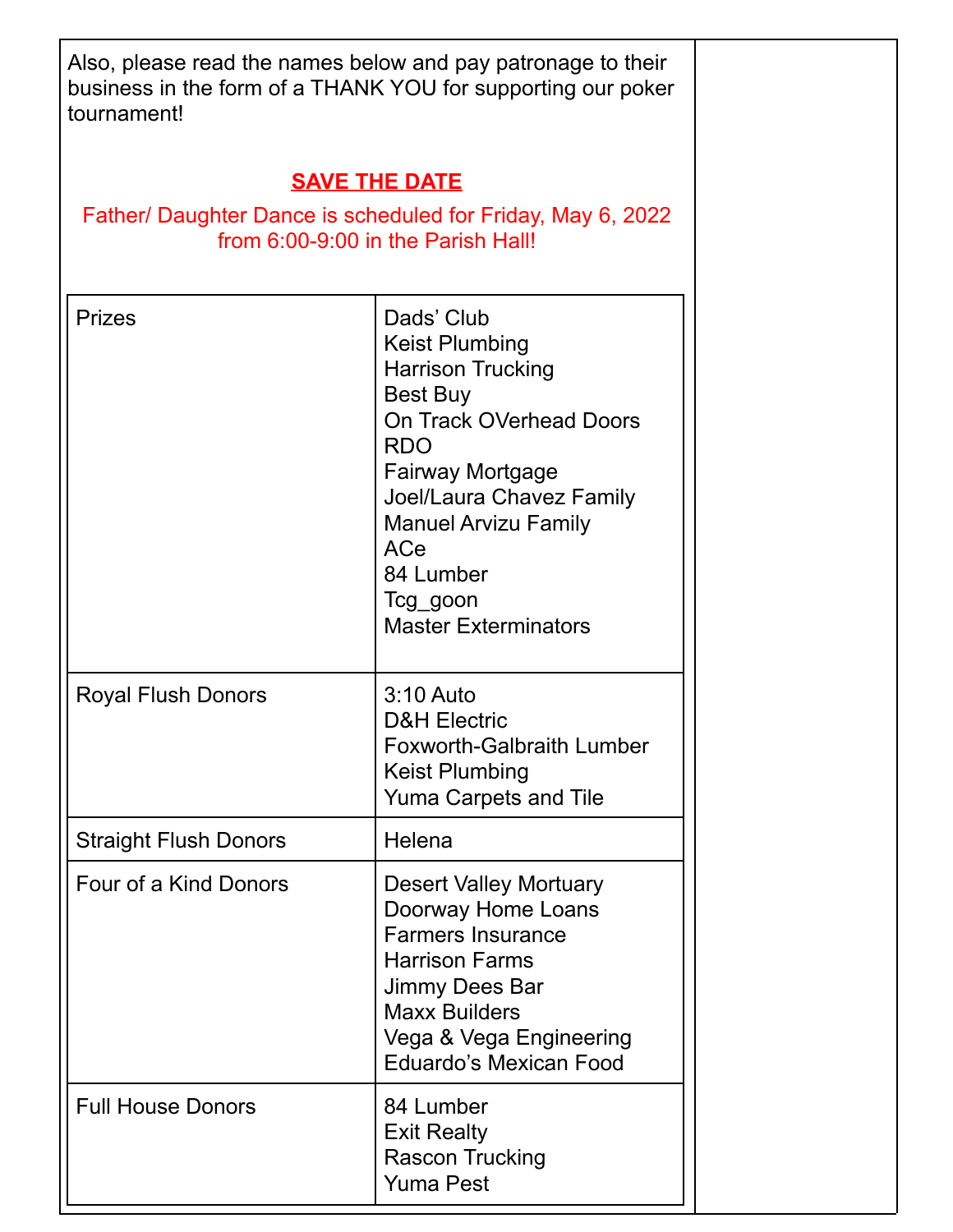Also, please read the names below and pay patronage to their business in the form of a THANK YOU for supporting our poker tournament!

**SAVE THE DATE**

Father/ Daughter Dance is scheduled for Friday, May 6, 2022 from 6:00-9:00 in the Parish Hall!

| | |
|---|---|
| Prizes | Dads' Club<br>Keist Plumbing<br>Harrison Trucking<br>Best Buy<br>On Track OVerhead Doors<br>RDO<br>Fairway Mortgage<br>Joel/Laura Chavez Family<br>Manuel Arvizu Family<br>ACe<br>84 Lumber<br>Tcg_goon<br>Master Exterminators |
| Royal Flush Donors | 3:10 Auto<br>D&H Electric<br>Foxworth-Galbraith Lumber<br>Keist Plumbing<br>Yuma Carpets and Tile |
| Straight Flush Donors | Helena |
| Four of a Kind Donors | Desert Valley Mortuary<br>Doorway Home Loans<br>Farmers Insurance<br>Harrison Farms<br>Jimmy Dees Bar<br>Maxx Builders<br>Vega & Vega Engineering<br>Eduardo's Mexican Food |
| Full House Donors | 84 Lumber<br>Exit Realty<br>Rascon Trucking<br>Yuma Pest |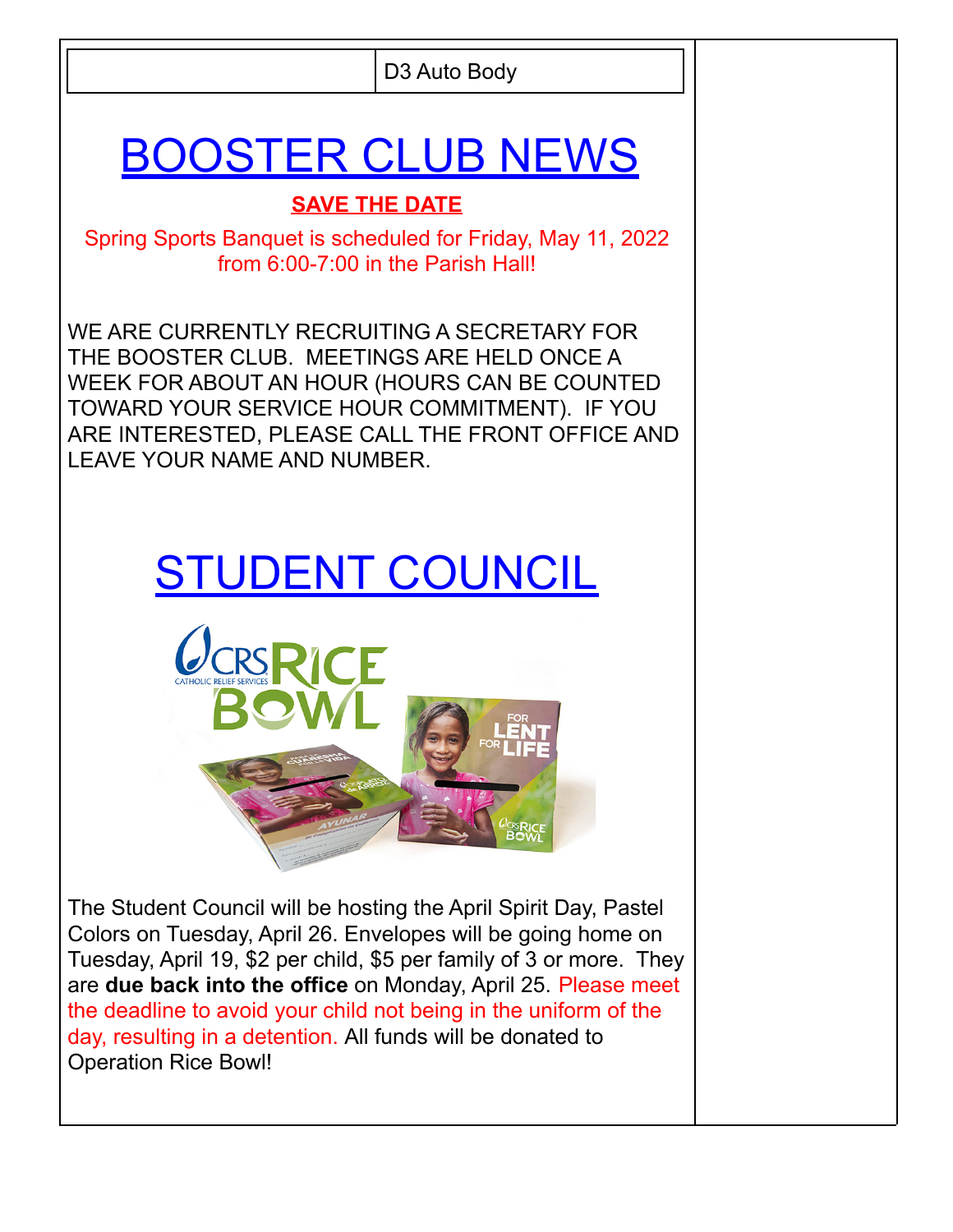| | |
|---|---|
| | D3 Auto Body |

# BOOSTER CLUB NEWS

**SAVE THE DATE**

Spring Sports Banquet is scheduled for Friday, May 11, 2022 from 6:00-7:00 in the Parish Hall!

WE ARE CURRENTLY RECRUITING A SECRETARY FOR THE BOOSTER CLUB. MEETINGS ARE HELD ONCE A WEEK FOR ABOUT AN HOUR (HOURS CAN BE COUNTED TOWARD YOUR SERVICE HOUR COMMITMENT). IF YOU ARE INTERESTED, PLEASE CALL THE FRONT OFFICE AND LEAVE YOUR NAME AND NUMBER.

# STUDENT COUNCIL

The Student Council will be hosting the April Spirit Day, Pastel Colors on Tuesday, April 26. Envelopes will be going home on Tuesday, April 19, $2 per child, $5 per family of 3 or more. They are **due back into the office** on Monday, April 25. Please meet the deadline to avoid your child not being in the uniform of the day, resulting in a detention. All funds will be donated to Operation Rice Bowl!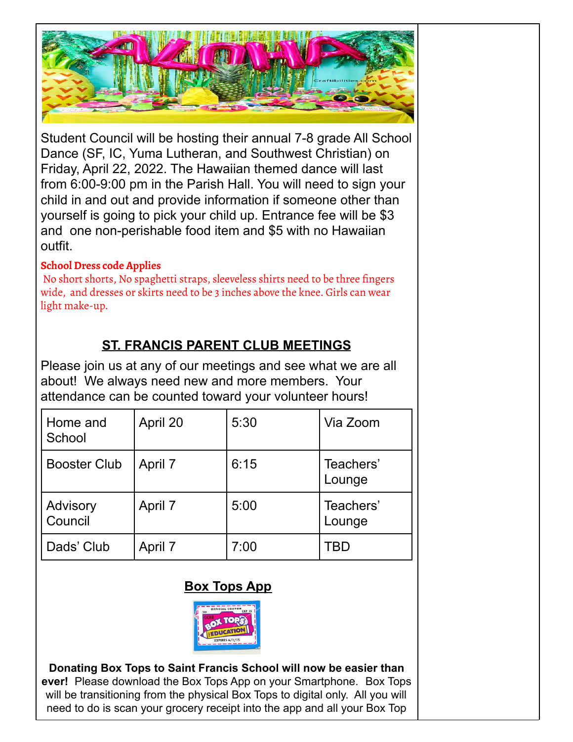Student Council will be hosting their annual 7-8 grade All School Dance (SF, IC, Yuma Lutheran, and Southwest Christian) on Friday, April 22, 2022. The Hawaiian themed dance will last from 6:00-9:00 pm in the Parish Hall. You will need to sign your child in and out and provide information if someone other than yourself is going to pick your child up. Entrance fee will be $3 and one non-perishable food item and $5 with no Hawaiian outfit.

**School Dress code Applies**

No short shorts, No spaghetti straps, sleeveless shirts need to be three fingers wide, and dresses or skirts need to be 3 inches above the knee. Girls can wear light make-up.

## ST. FRANCIS PARENT CLUB MEETINGS

Please join us at any of our meetings and see what we are all about! We always need new and more members. Your attendance can be counted toward your volunteer hours!

| | | | |
|---|---|---|---|
| Home and School | April 20 | 5:30 | Via Zoom |
| Booster Club | April 7 | 6:15 | Teachers' Lounge |
| Advisory Council | April 7 | 5:00 | Teachers' Lounge |
| Dads' Club | April 7 | 7:00 | TBD |

## Box Tops App

**Donating Box Tops to Saint Francis School will now be easier than ever!** Please download the Box Tops App on your Smartphone. Box Tops will be transitioning from the physical Box Tops to digital only. All you will need to do is scan your grocery receipt into the app and all your Box Top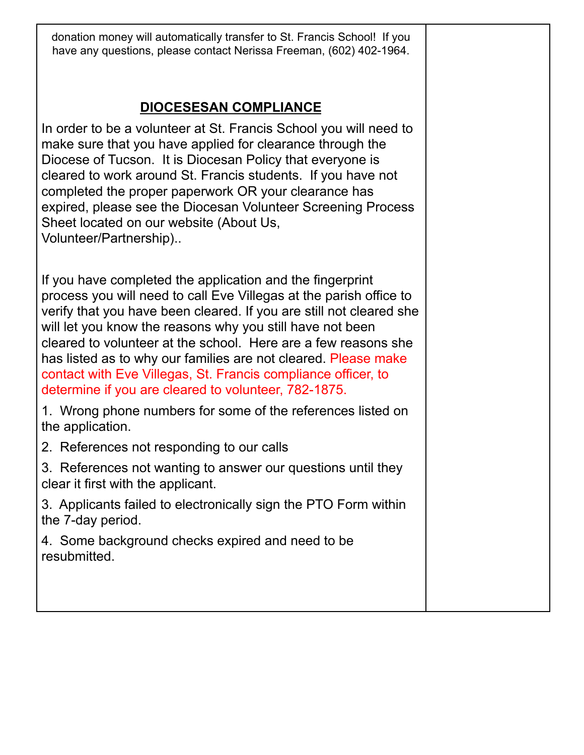donation money will automatically transfer to St. Francis School! If you have any questions, please contact Nerissa Freeman, (602) 402-1964.

## DIOCESESAN COMPLIANCE

In order to be a volunteer at St. Francis School you will need to make sure that you have applied for clearance through the Diocese of Tucson. It is Diocesan Policy that everyone is cleared to work around St. Francis students. If you have not completed the proper paperwork OR your clearance has expired, please see the Diocesan Volunteer Screening Process Sheet located on our website (About Us, Volunteer/Partnership)..

If you have completed the application and the fingerprint process you will need to call Eve Villegas at the parish office to verify that you have been cleared. If you are still not cleared she will let you know the reasons why you still have not been cleared to volunteer at the school. Here are a few reasons she has listed as to why our families are not cleared. Please make contact with Eve Villegas, St. Francis compliance officer, to determine if you are cleared to volunteer, 782-1875.

1. Wrong phone numbers for some of the references listed on the application.

2. References not responding to our calls

3. References not wanting to answer our questions until they clear it first with the applicant.

3. Applicants failed to electronically sign the PTO Form within the 7-day period.

4. Some background checks expired and need to be resubmitted.